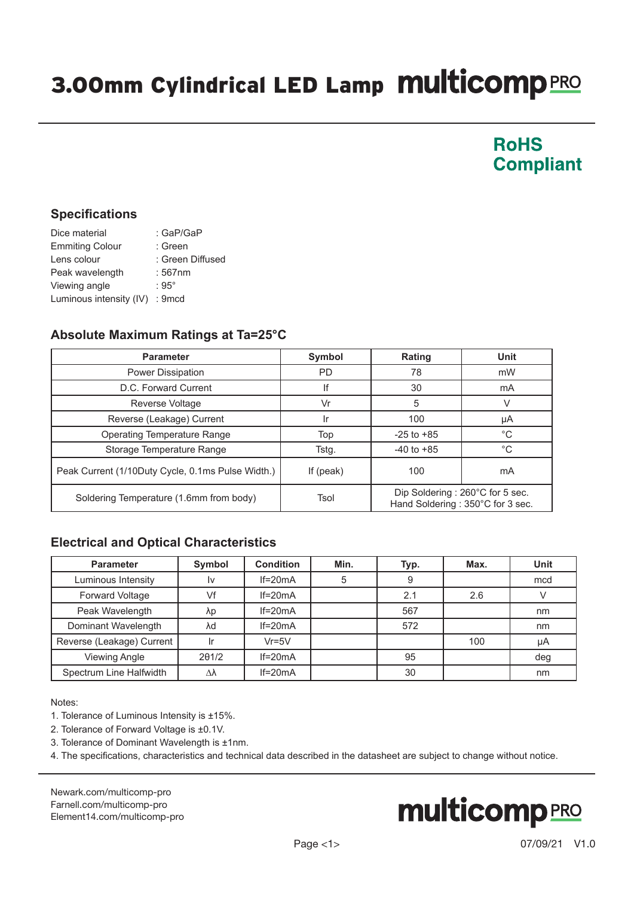# 3.00mm Cylindrical LED Lamp

**multicomp PRO**

**RoHS Compliant**

## Specifications

| | |
|---|---|
| Dice material | : GaP/GaP |
| Emmiting Colour | : Green |
| Lens colour | : Green Diffused |
| Peak wavelength | : 567nm |
| Viewing angle | : 95° |
| Luminous intensity (IV) | : 9mcd |

## Absolute Maximum Ratings at Ta=25°C

| Parameter | Symbol | Rating | Unit |
|---|---|---|---|
| Power Dissipation | PD | 78 | mW |
| D.C. Forward Current | If | 30 | mA |
| Reverse Voltage | Vr | 5 | V |
| Reverse (Leakage) Current | Ir | 100 | μA |
| Operating Temperature Range | Top | -25 to +85 | °C |
| Storage Temperature Range | Tstg. | -40 to +85 | °C |
| Peak Current (1/10Duty Cycle, 0.1ms Pulse Width.) | If (peak) | 100 | mA |
| Soldering Temperature (1.6mm from body) | Tsol | Dip Soldering : 260°C for 5 sec. Hand Soldering : 350°C for 3 sec. | |

## Electrical and Optical Characteristics

| Parameter | Symbol | Condition | Min. | Typ. | Max. | Unit |
|---|---|---|---|---|---|---|
| Luminous Intensity | Iv | If=20mA | 5 | 9 | | mcd |
| Forward Voltage | Vf | If=20mA | | 2.1 | 2.6 | V |
| Peak Wavelength | λp | If=20mA | | 567 | | nm |
| Dominant Wavelength | λd | If=20mA | | 572 | | nm |
| Reverse (Leakage) Current | Ir | Vr=5V | | | 100 | μA |
| Viewing Angle | 2θ1/2 | If=20mA | | 95 | | deg |
| Spectrum Line Halfwidth | Δλ | If=20mA | | 30 | | nm |

Notes:

1. Tolerance of Luminous Intensity is ±15%.
2. Tolerance of Forward Voltage is ±0.1V.
3. Tolerance of Dominant Wavelength is ±1nm.
4. The specifications, characteristics and technical data described in the datasheet are subject to change without notice.

Newark.com/multicomp-pro
Farnell.com/multicomp-pro
Element14.com/multicomp-pro

**multicomp PRO**

07/09/21 V1.0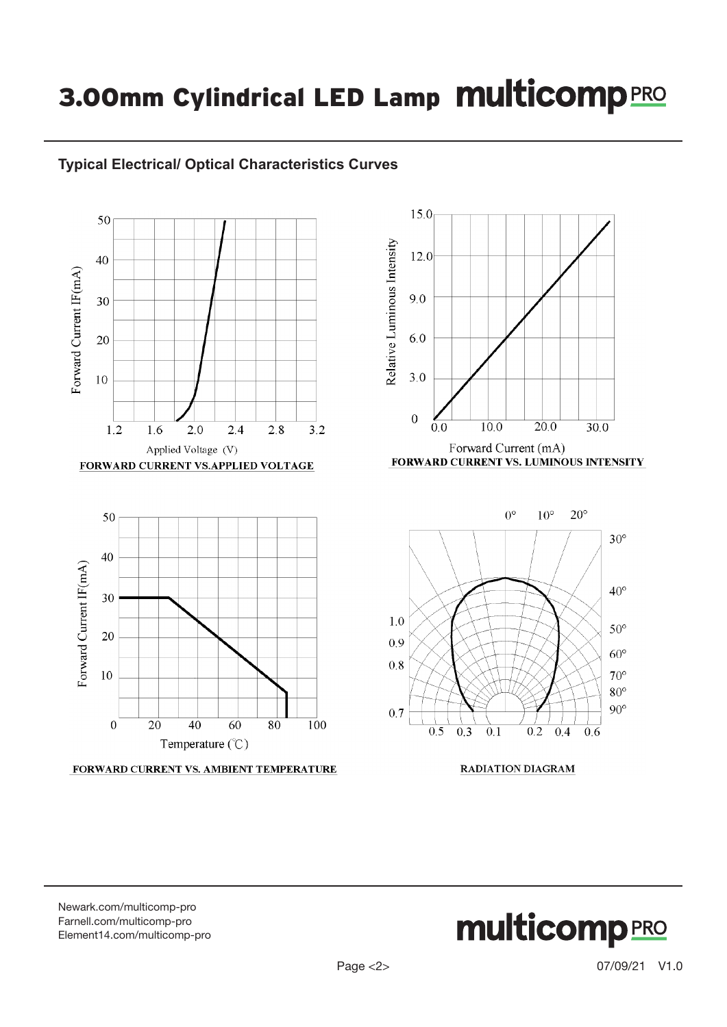# 3.00mm Cylindrical LED Lamp

## Typical Electrical/ Optical Characteristics Curves

FORWARD CURRENT VS.APPLIED VOLTAGE

FORWARD CURRENT VS. LUMINOUS INTENSITY

FORWARD CURRENT VS. AMBIENT TEMPERATURE

RADIATION DIAGRAM

Newark.com/multicomp-pro
Farnell.com/multicomp-pro
Element14.com/multicomp-pro

07/09/21 V1.0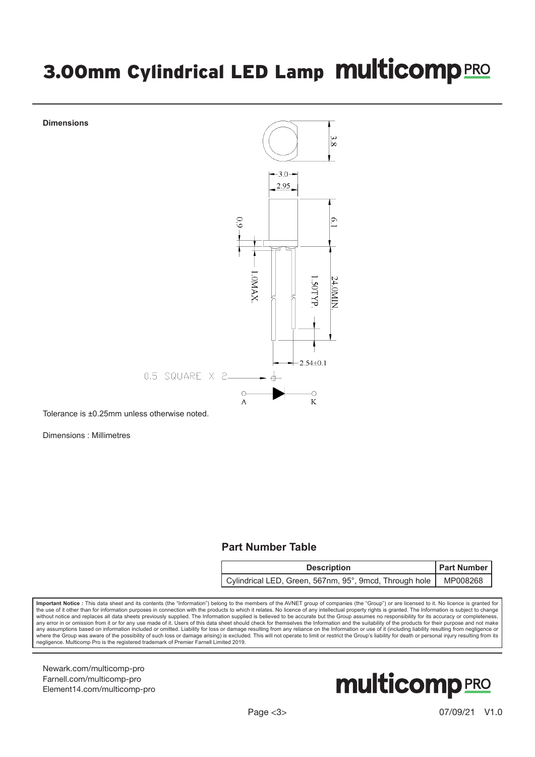# 3.00mm Cylindrical LED Lamp

**Dimensions**

3.8

3.0

2.95

6.1

0.9

1.0MAX.

1.50TYP.

24.0MIN.

2.54±0.1

0.5 SQUARE X 2

A

K

Tolerance is ±0.25mm unless otherwise noted.

Dimensions : Millimetres

## Part Number Table

| Description | Part Number |
|---|---|
| Cylindrical LED, Green, 567nm, 95°, 9mcd, Through hole | MP008268 |

**Important Notice :** This data sheet and its contents (the "Information") belong to the members of the AVNET group of companies (the "Group") or are licensed to it. No licence is granted for the use of it other than for information purposes in connection with the products to which it relates. No licence of any intellectual property rights is granted. The Information is subject to change without notice and replaces all data sheets previously supplied. The Information supplied is believed to be accurate but the Group assumes no responsibility for its accuracy or completeness, any error in or omission from it or for any use made of it. Users of this data sheet should check for themselves the Information and the suitability of the products for their purpose and not make any assumptions based on information included or omitted. Liability for loss or damage resulting from any reliance on the Information or use of it (including liability resulting from negligence or where the Group was aware of the possibility of such loss or damage arising) is excluded. This will not operate to limit or restrict the Group's liability for death or personal injury resulting from its negligence. Multicomp Pro is the registered trademark of Premier Farnell Limited 2019.

Newark.com/multicomp-pro
Farnell.com/multicomp-pro
Element14.com/multicomp-pro

07/09/21 V1.0